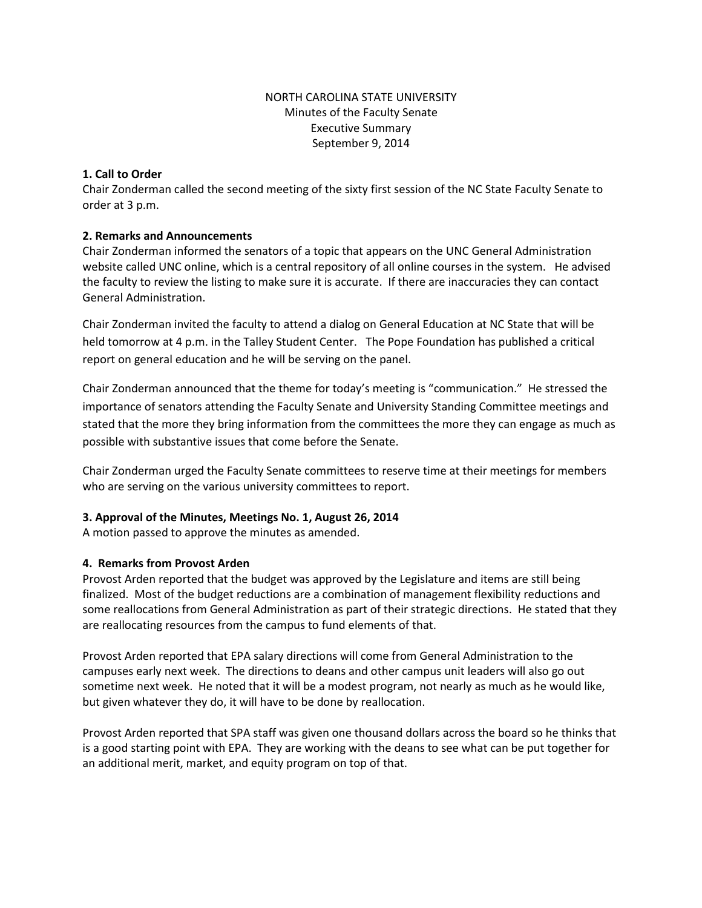NORTH CAROLINA STATE UNIVERSITY
Minutes of the Faculty Senate
Executive Summary
September 9, 2014

**1. Call to Order**
Chair Zonderman called the second meeting of the sixty first session of the NC State Faculty Senate to order at 3 p.m.

**2. Remarks and Announcements**
Chair Zonderman informed the senators of a topic that appears on the UNC General Administration website called UNC online, which is a central repository of all online courses in the system. He advised the faculty to review the listing to make sure it is accurate. If there are inaccuracies they can contact General Administration.

Chair Zonderman invited the faculty to attend a dialog on General Education at NC State that will be held tomorrow at 4 p.m. in the Talley Student Center. The Pope Foundation has published a critical report on general education and he will be serving on the panel.

Chair Zonderman announced that the theme for today's meeting is "communication." He stressed the importance of senators attending the Faculty Senate and University Standing Committee meetings and stated that the more they bring information from the committees the more they can engage as much as possible with substantive issues that come before the Senate.

Chair Zonderman urged the Faculty Senate committees to reserve time at their meetings for members who are serving on the various university committees to report.

**3. Approval of the Minutes, Meetings No. 1, August 26, 2014**
A motion passed to approve the minutes as amended.

**4. Remarks from Provost Arden**
Provost Arden reported that the budget was approved by the Legislature and items are still being finalized. Most of the budget reductions are a combination of management flexibility reductions and some reallocations from General Administration as part of their strategic directions. He stated that they are reallocating resources from the campus to fund elements of that.

Provost Arden reported that EPA salary directions will come from General Administration to the campuses early next week. The directions to deans and other campus unit leaders will also go out sometime next week. He noted that it will be a modest program, not nearly as much as he would like, but given whatever they do, it will have to be done by reallocation.

Provost Arden reported that SPA staff was given one thousand dollars across the board so he thinks that is a good starting point with EPA. They are working with the deans to see what can be put together for an additional merit, market, and equity program on top of that.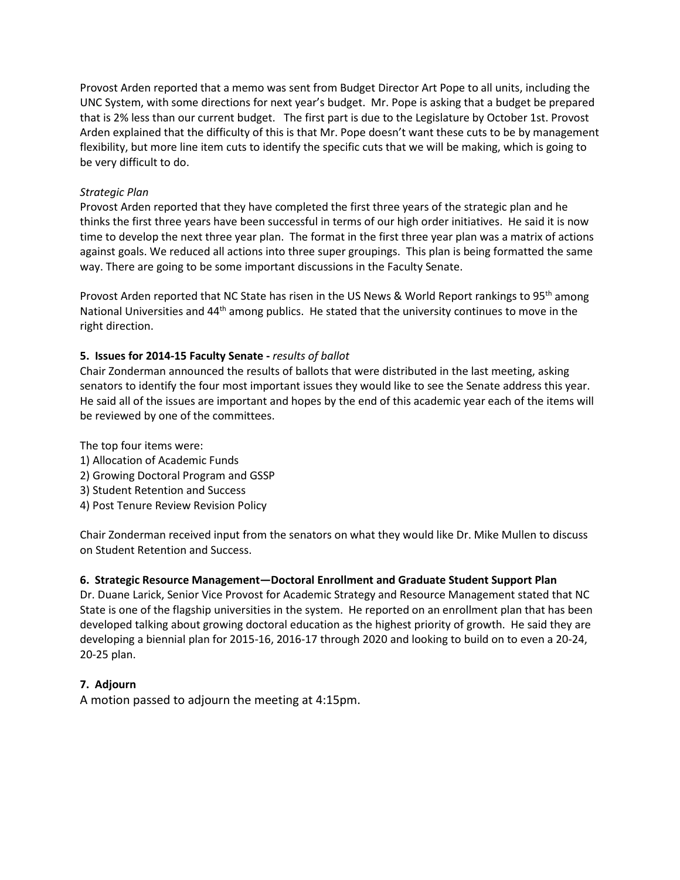Provost Arden reported that a memo was sent from Budget Director Art Pope to all units, including the UNC System, with some directions for next year's budget. Mr. Pope is asking that a budget be prepared that is 2% less than our current budget. The first part is due to the Legislature by October 1st. Provost Arden explained that the difficulty of this is that Mr. Pope doesn't want these cuts to be by management flexibility, but more line item cuts to identify the specific cuts that we will be making, which is going to be very difficult to do.

*Strategic Plan*

Provost Arden reported that they have completed the first three years of the strategic plan and he thinks the first three years have been successful in terms of our high order initiatives. He said it is now time to develop the next three year plan. The format in the first three year plan was a matrix of actions against goals. We reduced all actions into three super groupings. This plan is being formatted the same way. There are going to be some important discussions in the Faculty Senate.

Provost Arden reported that NC State has risen in the US News & World Report rankings to 95th among National Universities and 44th among publics. He stated that the university continues to move in the right direction.

**5. Issues for 2014-15 Faculty Senate -** *results of ballot*

Chair Zonderman announced the results of ballots that were distributed in the last meeting, asking senators to identify the four most important issues they would like to see the Senate address this year. He said all of the issues are important and hopes by the end of this academic year each of the items will be reviewed by one of the committees.

The top four items were:

1) Allocation of Academic Funds
2) Growing Doctoral Program and GSSP
3) Student Retention and Success
4) Post Tenure Review Revision Policy

Chair Zonderman received input from the senators on what they would like Dr. Mike Mullen to discuss on Student Retention and Success.

**6. Strategic Resource Management—Doctoral Enrollment and Graduate Student Support Plan**

Dr. Duane Larick, Senior Vice Provost for Academic Strategy and Resource Management stated that NC State is one of the flagship universities in the system. He reported on an enrollment plan that has been developed talking about growing doctoral education as the highest priority of growth. He said they are developing a biennial plan for 2015-16, 2016-17 through 2020 and looking to build on to even a 20-24, 20-25 plan.

**7. Adjourn**

A motion passed to adjourn the meeting at 4:15pm.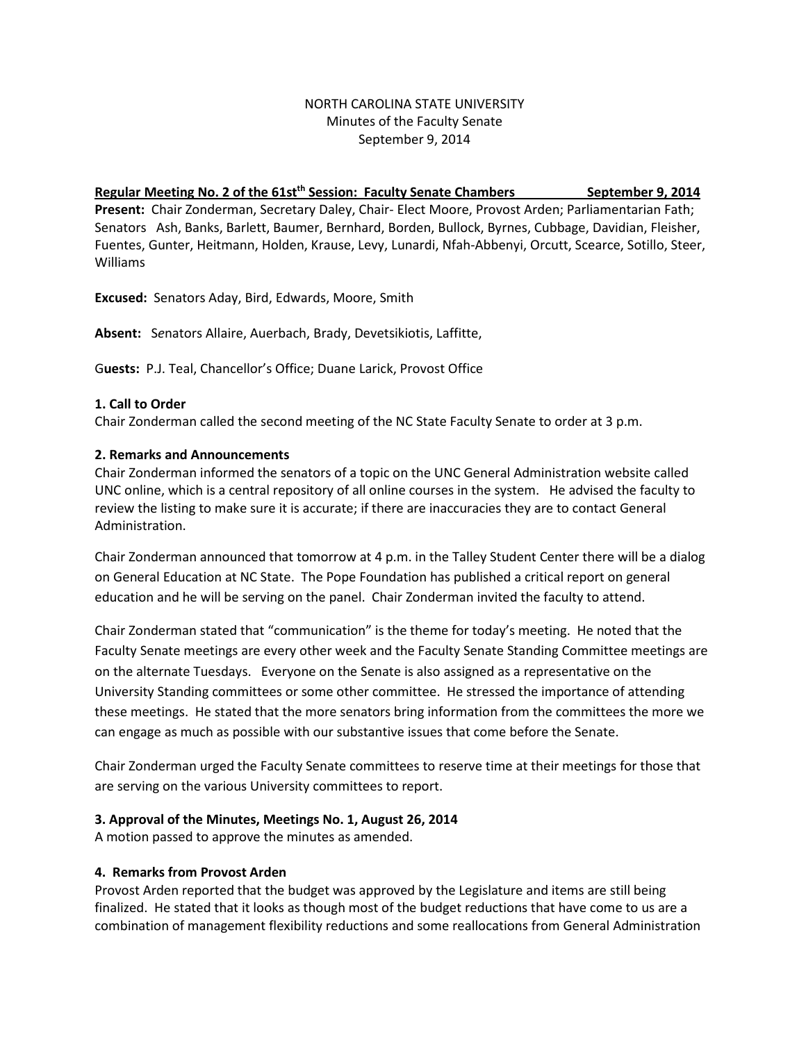NORTH CAROLINA STATE UNIVERSITY
Minutes of the Faculty Senate
September 9, 2014

**Regular Meeting No. 2 of the 61st[th] Session: Faculty Senate Chambers September 9, 2014**

**Present:** Chair Zonderman, Secretary Daley, Chair- Elect Moore, Provost Arden; Parliamentarian Fath; Senators Ash, Banks, Barlett, Baumer, Bernhard, Borden, Bullock, Byrnes, Cubbage, Davidian, Fleisher, Fuentes, Gunter, Heitmann, Holden, Krause, Levy, Lunardi, Nfah-Abbenyi, Orcutt, Scearce, Sotillo, Steer, Williams

**Excused:** Senators Aday, Bird, Edwards, Moore, Smith

**Absent:** Senators Allaire, Auerbach, Brady, Devetsikiotis, Laffitte,

G**uests:** P.J. Teal, Chancellor's Office; Duane Larick, Provost Office

**1. Call to Order**

Chair Zonderman called the second meeting of the NC State Faculty Senate to order at 3 p.m.

**2. Remarks and Announcements**

Chair Zonderman informed the senators of a topic on the UNC General Administration website called UNC online, which is a central repository of all online courses in the system. He advised the faculty to review the listing to make sure it is accurate; if there are inaccuracies they are to contact General Administration.

Chair Zonderman announced that tomorrow at 4 p.m. in the Talley Student Center there will be a dialog on General Education at NC State. The Pope Foundation has published a critical report on general education and he will be serving on the panel. Chair Zonderman invited the faculty to attend.

Chair Zonderman stated that "communication" is the theme for today's meeting. He noted that the Faculty Senate meetings are every other week and the Faculty Senate Standing Committee meetings are on the alternate Tuesdays. Everyone on the Senate is also assigned as a representative on the University Standing committees or some other committee. He stressed the importance of attending these meetings. He stated that the more senators bring information from the committees the more we can engage as much as possible with our substantive issues that come before the Senate.

Chair Zonderman urged the Faculty Senate committees to reserve time at their meetings for those that are serving on the various University committees to report.

**3. Approval of the Minutes, Meetings No. 1, August 26, 2014**

A motion passed to approve the minutes as amended.

**4. Remarks from Provost Arden**

Provost Arden reported that the budget was approved by the Legislature and items are still being finalized. He stated that it looks as though most of the budget reductions that have come to us are a combination of management flexibility reductions and some reallocations from General Administration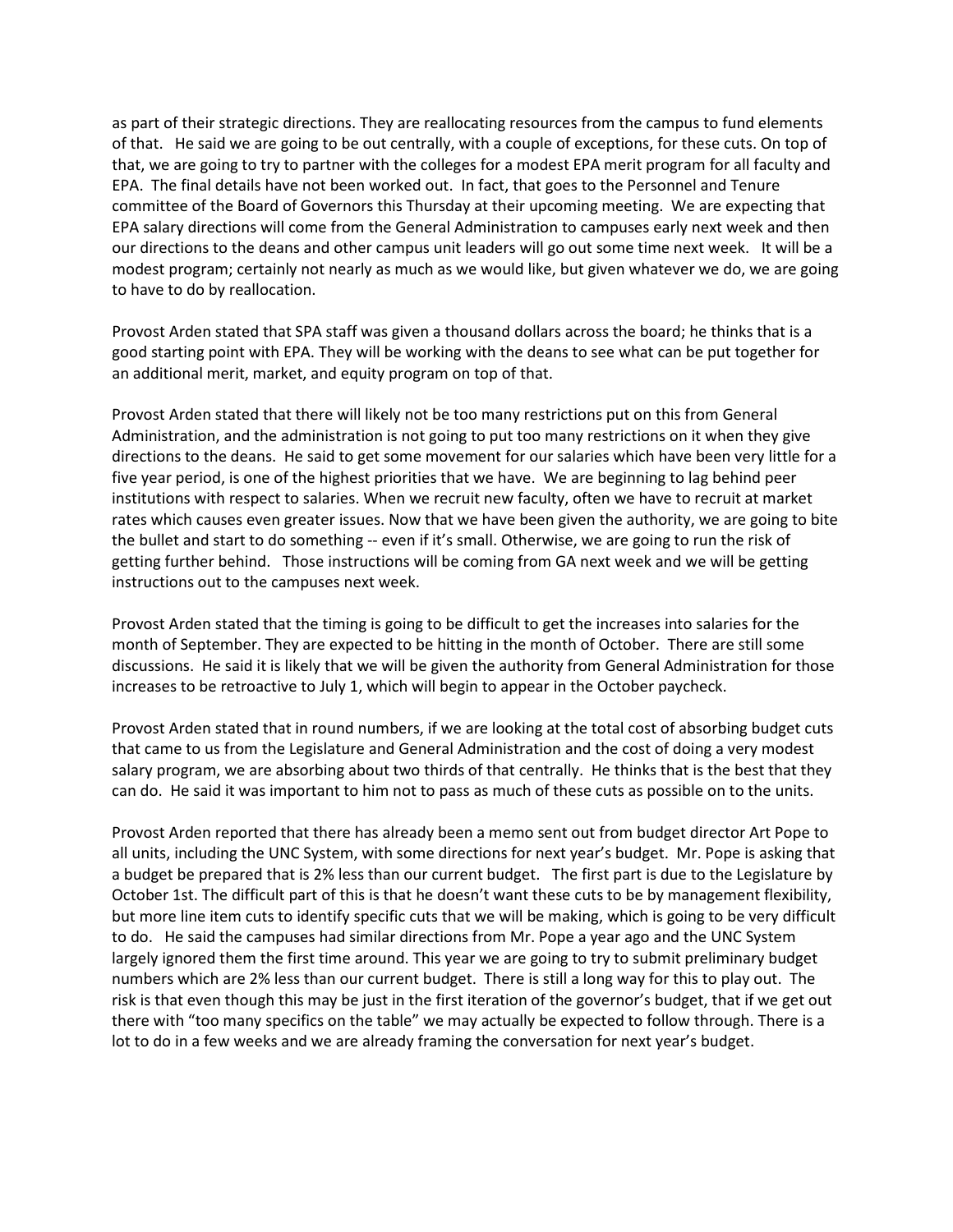as part of their strategic directions. They are reallocating resources from the campus to fund elements of that. He said we are going to be out centrally, with a couple of exceptions, for these cuts. On top of that, we are going to try to partner with the colleges for a modest EPA merit program for all faculty and EPA. The final details have not been worked out. In fact, that goes to the Personnel and Tenure committee of the Board of Governors this Thursday at their upcoming meeting. We are expecting that EPA salary directions will come from the General Administration to campuses early next week and then our directions to the deans and other campus unit leaders will go out some time next week. It will be a modest program; certainly not nearly as much as we would like, but given whatever we do, we are going to have to do by reallocation.

Provost Arden stated that SPA staff was given a thousand dollars across the board; he thinks that is a good starting point with EPA. They will be working with the deans to see what can be put together for an additional merit, market, and equity program on top of that.

Provost Arden stated that there will likely not be too many restrictions put on this from General Administration, and the administration is not going to put too many restrictions on it when they give directions to the deans. He said to get some movement for our salaries which have been very little for a five year period, is one of the highest priorities that we have. We are beginning to lag behind peer institutions with respect to salaries. When we recruit new faculty, often we have to recruit at market rates which causes even greater issues. Now that we have been given the authority, we are going to bite the bullet and start to do something -- even if it's small. Otherwise, we are going to run the risk of getting further behind. Those instructions will be coming from GA next week and we will be getting instructions out to the campuses next week.

Provost Arden stated that the timing is going to be difficult to get the increases into salaries for the month of September. They are expected to be hitting in the month of October. There are still some discussions. He said it is likely that we will be given the authority from General Administration for those increases to be retroactive to July 1, which will begin to appear in the October paycheck.

Provost Arden stated that in round numbers, if we are looking at the total cost of absorbing budget cuts that came to us from the Legislature and General Administration and the cost of doing a very modest salary program, we are absorbing about two thirds of that centrally. He thinks that is the best that they can do. He said it was important to him not to pass as much of these cuts as possible on to the units.

Provost Arden reported that there has already been a memo sent out from budget director Art Pope to all units, including the UNC System, with some directions for next year's budget. Mr. Pope is asking that a budget be prepared that is 2% less than our current budget. The first part is due to the Legislature by October 1st. The difficult part of this is that he doesn't want these cuts to be by management flexibility, but more line item cuts to identify specific cuts that we will be making, which is going to be very difficult to do. He said the campuses had similar directions from Mr. Pope a year ago and the UNC System largely ignored them the first time around. This year we are going to try to submit preliminary budget numbers which are 2% less than our current budget. There is still a long way for this to play out. The risk is that even though this may be just in the first iteration of the governor's budget, that if we get out there with "too many specifics on the table" we may actually be expected to follow through. There is a lot to do in a few weeks and we are already framing the conversation for next year's budget.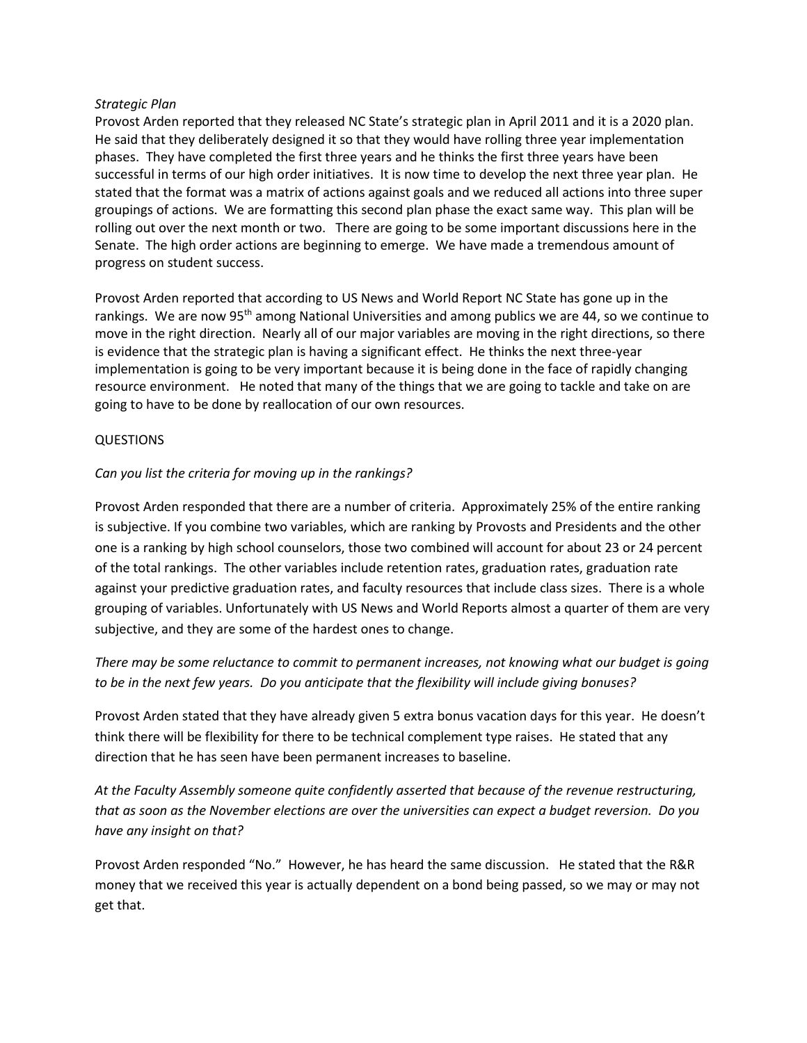*Strategic Plan*

Provost Arden reported that they released NC State's strategic plan in April 2011 and it is a 2020 plan. He said that they deliberately designed it so that they would have rolling three year implementation phases. They have completed the first three years and he thinks the first three years have been successful in terms of our high order initiatives. It is now time to develop the next three year plan. He stated that the format was a matrix of actions against goals and we reduced all actions into three super groupings of actions. We are formatting this second plan phase the exact same way. This plan will be rolling out over the next month or two. There are going to be some important discussions here in the Senate. The high order actions are beginning to emerge. We have made a tremendous amount of progress on student success.

Provost Arden reported that according to US News and World Report NC State has gone up in the rankings. We are now 95th among National Universities and among publics we are 44, so we continue to move in the right direction. Nearly all of our major variables are moving in the right directions, so there is evidence that the strategic plan is having a significant effect. He thinks the next three-year implementation is going to be very important because it is being done in the face of rapidly changing resource environment. He noted that many of the things that we are going to tackle and take on are going to have to be done by reallocation of our own resources.

QUESTIONS

*Can you list the criteria for moving up in the rankings?*

Provost Arden responded that there are a number of criteria. Approximately 25% of the entire ranking is subjective. If you combine two variables, which are ranking by Provosts and Presidents and the other one is a ranking by high school counselors, those two combined will account for about 23 or 24 percent of the total rankings. The other variables include retention rates, graduation rates, graduation rate against your predictive graduation rates, and faculty resources that include class sizes. There is a whole grouping of variables. Unfortunately with US News and World Reports almost a quarter of them are very subjective, and they are some of the hardest ones to change.

*There may be some reluctance to commit to permanent increases, not knowing what our budget is going to be in the next few years. Do you anticipate that the flexibility will include giving bonuses?*

Provost Arden stated that they have already given 5 extra bonus vacation days for this year. He doesn't think there will be flexibility for there to be technical complement type raises. He stated that any direction that he has seen have been permanent increases to baseline.

*At the Faculty Assembly someone quite confidently asserted that because of the revenue restructuring, that as soon as the November elections are over the universities can expect a budget reversion. Do you have any insight on that?*

Provost Arden responded "No." However, he has heard the same discussion. He stated that the R&R money that we received this year is actually dependent on a bond being passed, so we may or may not get that.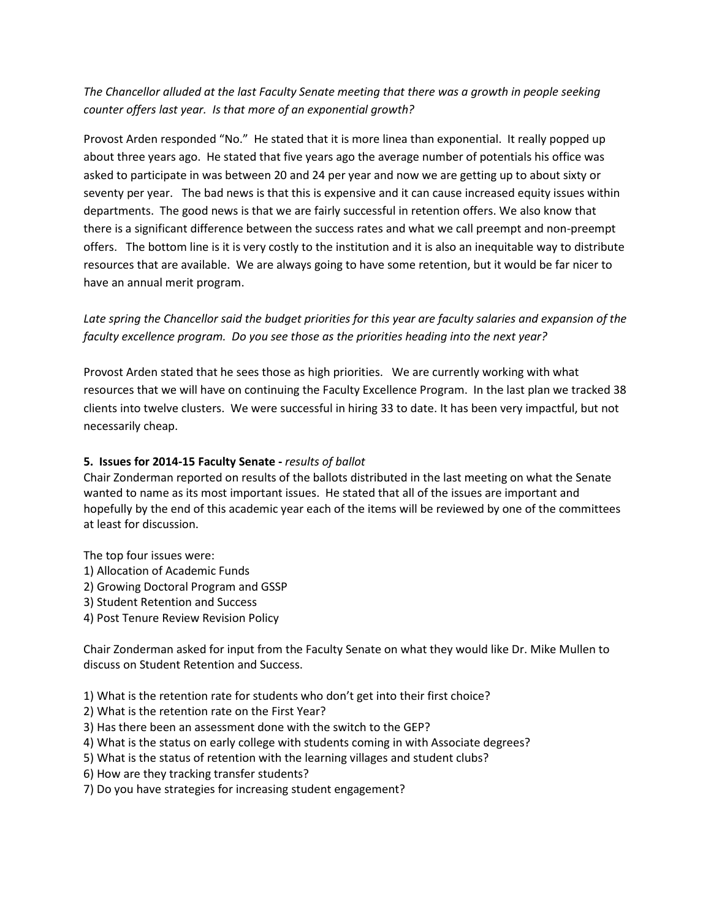*The Chancellor alluded at the last Faculty Senate meeting that there was a growth in people seeking counter offers last year. Is that more of an exponential growth?*

Provost Arden responded "No." He stated that it is more linea than exponential. It really popped up about three years ago. He stated that five years ago the average number of potentials his office was asked to participate in was between 20 and 24 per year and now we are getting up to about sixty or seventy per year. The bad news is that this is expensive and it can cause increased equity issues within departments. The good news is that we are fairly successful in retention offers. We also know that there is a significant difference between the success rates and what we call preempt and non-preempt offers. The bottom line is it is very costly to the institution and it is also an inequitable way to distribute resources that are available. We are always going to have some retention, but it would be far nicer to have an annual merit program.

*Late spring the Chancellor said the budget priorities for this year are faculty salaries and expansion of the faculty excellence program. Do you see those as the priorities heading into the next year?*

Provost Arden stated that he sees those as high priorities. We are currently working with what resources that we will have on continuing the Faculty Excellence Program. In the last plan we tracked 38 clients into twelve clusters. We were successful in hiring 33 to date. It has been very impactful, but not necessarily cheap.

**5. Issues for 2014-15 Faculty Senate -** *results of ballot*

Chair Zonderman reported on results of the ballots distributed in the last meeting on what the Senate wanted to name as its most important issues. He stated that all of the issues are important and hopefully by the end of this academic year each of the items will be reviewed by one of the committees at least for discussion.

The top four issues were:
1) Allocation of Academic Funds
2) Growing Doctoral Program and GSSP
3) Student Retention and Success
4) Post Tenure Review Revision Policy

Chair Zonderman asked for input from the Faculty Senate on what they would like Dr. Mike Mullen to discuss on Student Retention and Success.

1) What is the retention rate for students who don't get into their first choice?
2) What is the retention rate on the First Year?
3) Has there been an assessment done with the switch to the GEP?
4) What is the status on early college with students coming in with Associate degrees?
5) What is the status of retention with the learning villages and student clubs?
6) How are they tracking transfer students?
7) Do you have strategies for increasing student engagement?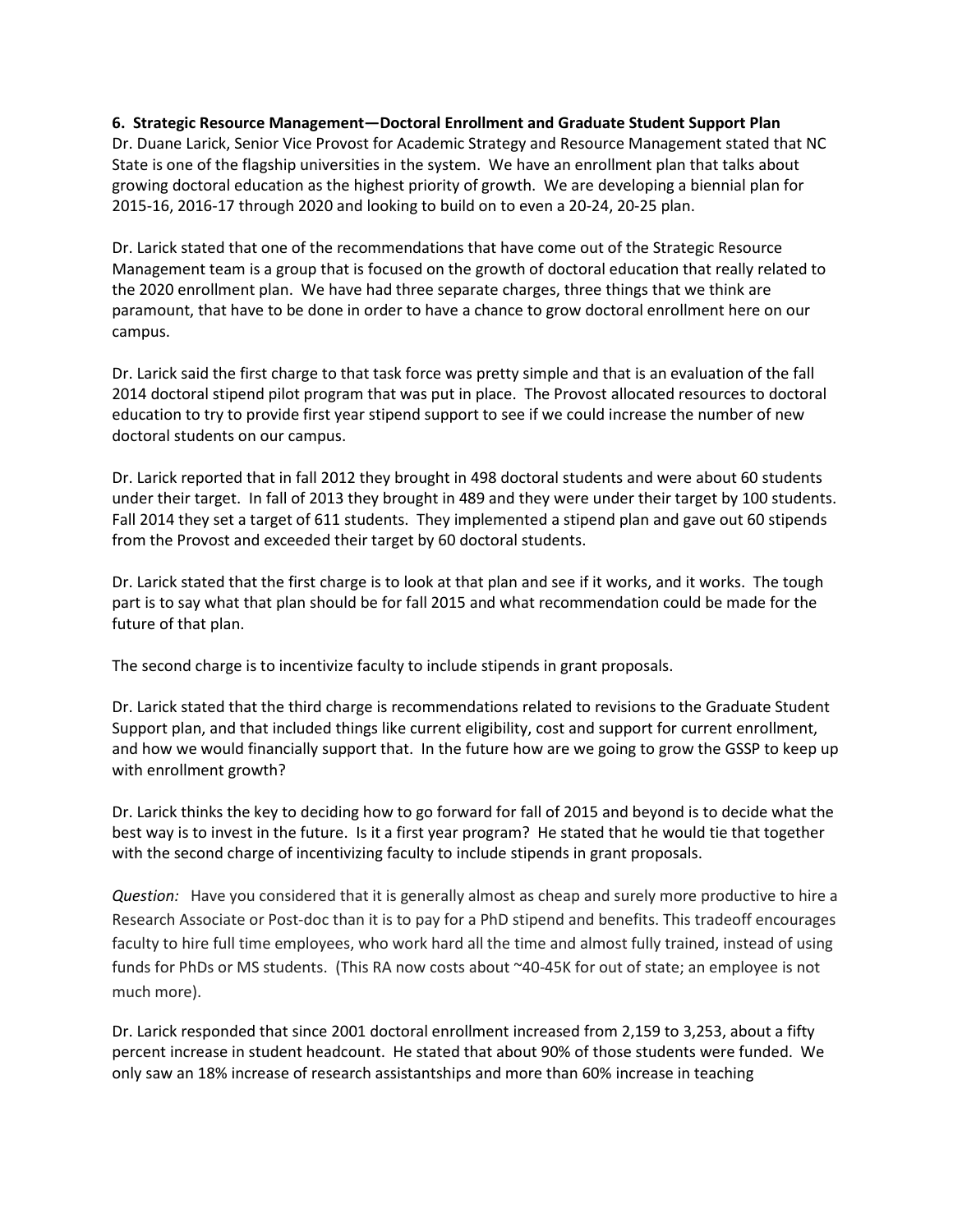**6. Strategic Resource Management—Doctoral Enrollment and Graduate Student Support Plan**
Dr. Duane Larick, Senior Vice Provost for Academic Strategy and Resource Management stated that NC State is one of the flagship universities in the system. We have an enrollment plan that talks about growing doctoral education as the highest priority of growth. We are developing a biennial plan for 2015-16, 2016-17 through 2020 and looking to build on to even a 20-24, 20-25 plan.

Dr. Larick stated that one of the recommendations that have come out of the Strategic Resource Management team is a group that is focused on the growth of doctoral education that really related to the 2020 enrollment plan. We have had three separate charges, three things that we think are paramount, that have to be done in order to have a chance to grow doctoral enrollment here on our campus.

Dr. Larick said the first charge to that task force was pretty simple and that is an evaluation of the fall 2014 doctoral stipend pilot program that was put in place. The Provost allocated resources to doctoral education to try to provide first year stipend support to see if we could increase the number of new doctoral students on our campus.

Dr. Larick reported that in fall 2012 they brought in 498 doctoral students and were about 60 students under their target. In fall of 2013 they brought in 489 and they were under their target by 100 students. Fall 2014 they set a target of 611 students. They implemented a stipend plan and gave out 60 stipends from the Provost and exceeded their target by 60 doctoral students.

Dr. Larick stated that the first charge is to look at that plan and see if it works, and it works. The tough part is to say what that plan should be for fall 2015 and what recommendation could be made for the future of that plan.

The second charge is to incentivize faculty to include stipends in grant proposals.

Dr. Larick stated that the third charge is recommendations related to revisions to the Graduate Student Support plan, and that included things like current eligibility, cost and support for current enrollment, and how we would financially support that. In the future how are we going to grow the GSSP to keep up with enrollment growth?

Dr. Larick thinks the key to deciding how to go forward for fall of 2015 and beyond is to decide what the best way is to invest in the future. Is it a first year program? He stated that he would tie that together with the second charge of incentivizing faculty to include stipends in grant proposals.

*Question:* Have you considered that it is generally almost as cheap and surely more productive to hire a Research Associate or Post-doc than it is to pay for a PhD stipend and benefits. This tradeoff encourages faculty to hire full time employees, who work hard all the time and almost fully trained, instead of using funds for PhDs or MS students. (This RA now costs about ~40-45K for out of state; an employee is not much more).

Dr. Larick responded that since 2001 doctoral enrollment increased from 2,159 to 3,253, about a fifty percent increase in student headcount. He stated that about 90% of those students were funded. We only saw an 18% increase of research assistantships and more than 60% increase in teaching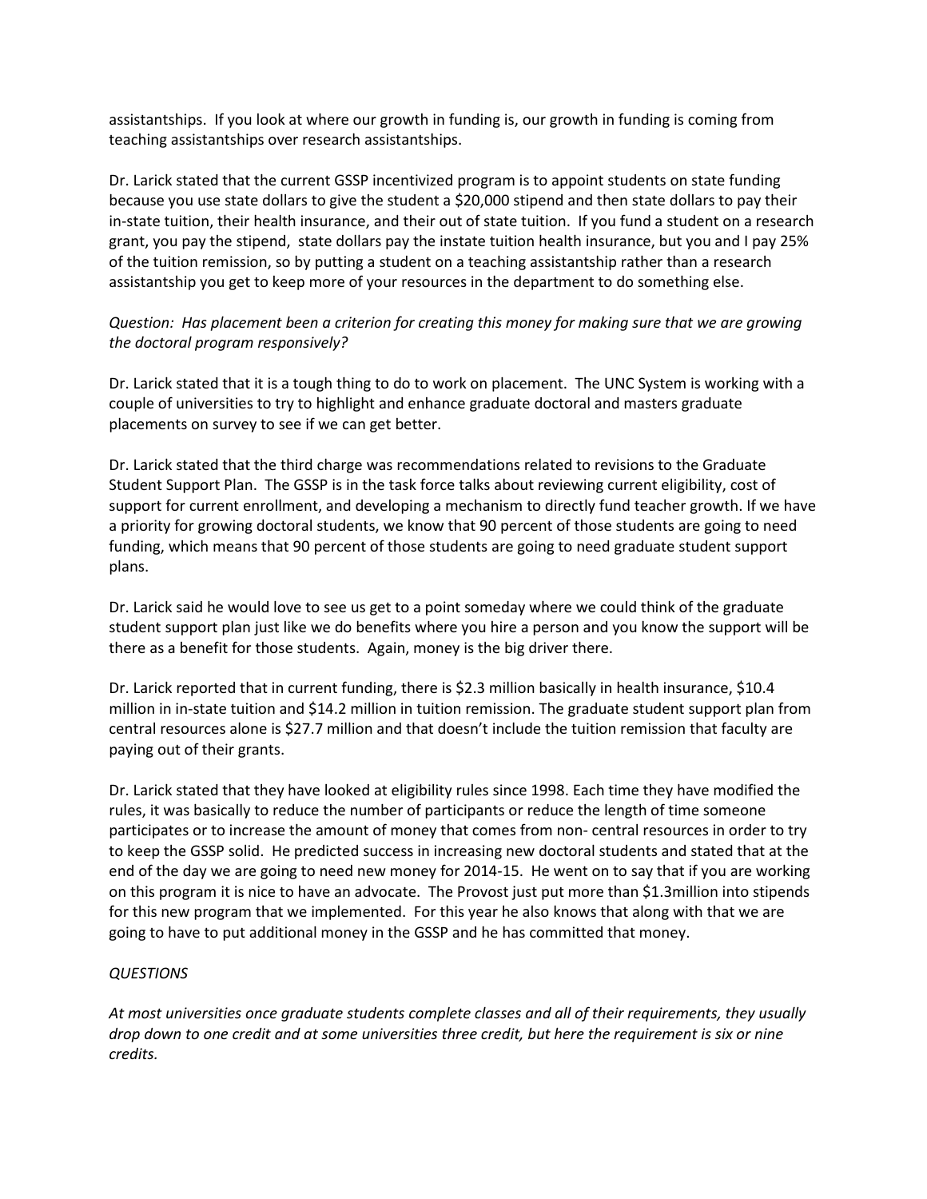assistantships. If you look at where our growth in funding is, our growth in funding is coming from teaching assistantships over research assistantships.

Dr. Larick stated that the current GSSP incentivized program is to appoint students on state funding because you use state dollars to give the student a $20,000 stipend and then state dollars to pay their in-state tuition, their health insurance, and their out of state tuition. If you fund a student on a research grant, you pay the stipend, state dollars pay the instate tuition health insurance, but you and I pay 25% of the tuition remission, so by putting a student on a teaching assistantship rather than a research assistantship you get to keep more of your resources in the department to do something else.

*Question: Has placement been a criterion for creating this money for making sure that we are growing the doctoral program responsively?*

Dr. Larick stated that it is a tough thing to do to work on placement. The UNC System is working with a couple of universities to try to highlight and enhance graduate doctoral and masters graduate placements on survey to see if we can get better.

Dr. Larick stated that the third charge was recommendations related to revisions to the Graduate Student Support Plan. The GSSP is in the task force talks about reviewing current eligibility, cost of support for current enrollment, and developing a mechanism to directly fund teacher growth. If we have a priority for growing doctoral students, we know that 90 percent of those students are going to need funding, which means that 90 percent of those students are going to need graduate student support plans.

Dr. Larick said he would love to see us get to a point someday where we could think of the graduate student support plan just like we do benefits where you hire a person and you know the support will be there as a benefit for those students. Again, money is the big driver there.

Dr. Larick reported that in current funding, there is $2.3 million basically in health insurance, $10.4 million in in-state tuition and $14.2 million in tuition remission. The graduate student support plan from central resources alone is $27.7 million and that doesn't include the tuition remission that faculty are paying out of their grants.

Dr. Larick stated that they have looked at eligibility rules since 1998. Each time they have modified the rules, it was basically to reduce the number of participants or reduce the length of time someone participates or to increase the amount of money that comes from non- central resources in order to try to keep the GSSP solid. He predicted success in increasing new doctoral students and stated that at the end of the day we are going to need new money for 2014-15. He went on to say that if you are working on this program it is nice to have an advocate. The Provost just put more than $1.3million into stipends for this new program that we implemented. For this year he also knows that along with that we are going to have to put additional money in the GSSP and he has committed that money.

*QUESTIONS*

*At most universities once graduate students complete classes and all of their requirements, they usually drop down to one credit and at some universities three credit, but here the requirement is six or nine credits.*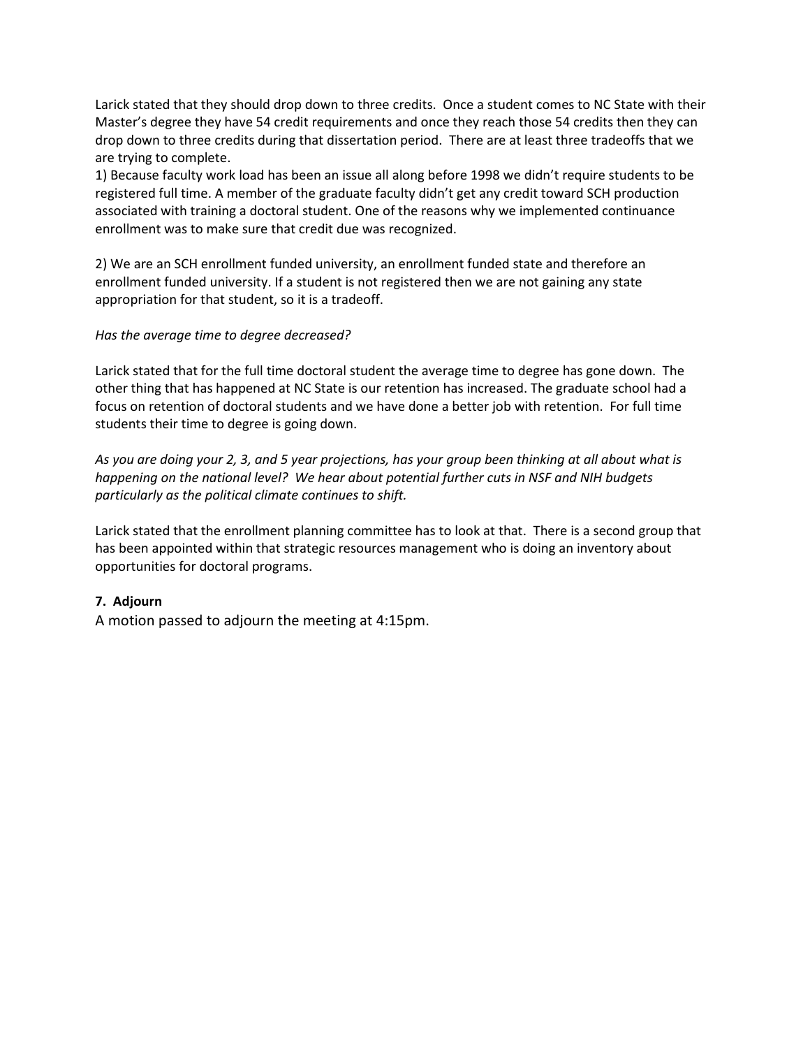Larick stated that they should drop down to three credits. Once a student comes to NC State with their Master's degree they have 54 credit requirements and once they reach those 54 credits then they can drop down to three credits during that dissertation period. There are at least three tradeoffs that we are trying to complete.

1) Because faculty work load has been an issue all along before 1998 we didn't require students to be registered full time. A member of the graduate faculty didn't get any credit toward SCH production associated with training a doctoral student. One of the reasons why we implemented continuance enrollment was to make sure that credit due was recognized.

2) We are an SCH enrollment funded university, an enrollment funded state and therefore an enrollment funded university. If a student is not registered then we are not gaining any state appropriation for that student, so it is a tradeoff.

*Has the average time to degree decreased?*

Larick stated that for the full time doctoral student the average time to degree has gone down. The other thing that has happened at NC State is our retention has increased. The graduate school had a focus on retention of doctoral students and we have done a better job with retention. For full time students their time to degree is going down.

*As you are doing your 2, 3, and 5 year projections, has your group been thinking at all about what is happening on the national level? We hear about potential further cuts in NSF and NIH budgets particularly as the political climate continues to shift.*

Larick stated that the enrollment planning committee has to look at that. There is a second group that has been appointed within that strategic resources management who is doing an inventory about opportunities for doctoral programs.

**7. Adjourn**

A motion passed to adjourn the meeting at 4:15pm.